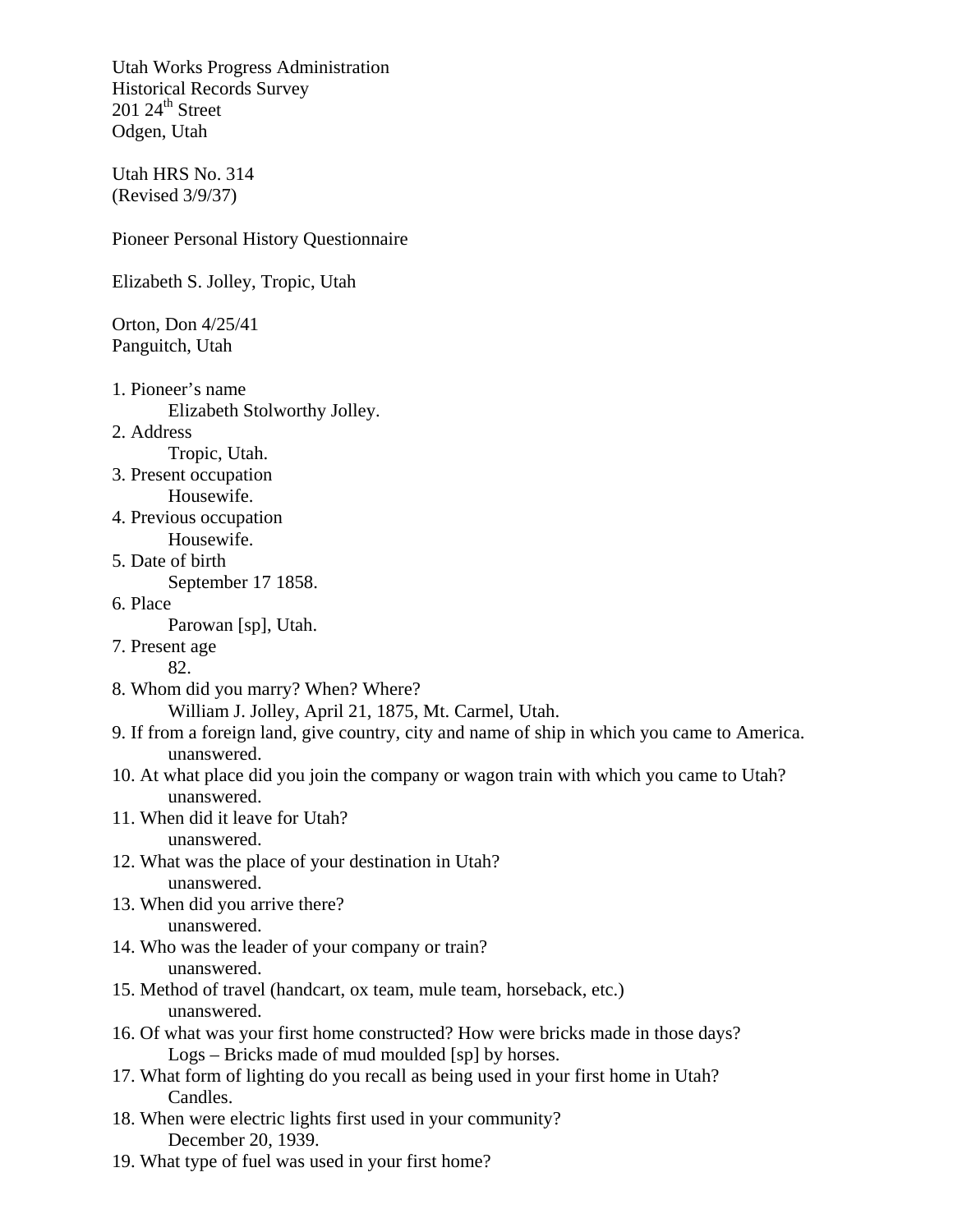Utah Works Progress Administration
Historical Records Survey
201 24th Street
Odgen, Utah

Utah HRS No. 314
(Revised 3/9/37)

Pioneer Personal History Questionnaire

Elizabeth S. Jolley, Tropic, Utah

Orton, Don 4/25/41
Panguitch, Utah

1. Pioneer's name
   Elizabeth Stolworthy Jolley.
2. Address
   Tropic, Utah.
3. Present occupation
   Housewife.
4. Previous occupation
   Housewife.
5. Date of birth
   September 17 1858.
6. Place
   Parowan [sp], Utah.
7. Present age
   82.
8. Whom did you marry? When? Where?
   William J. Jolley, April 21, 1875, Mt. Carmel, Utah.
9. If from a foreign land, give country, city and name of ship in which you came to America.
   unanswered.
10. At what place did you join the company or wagon train with which you came to Utah?
    unanswered.
11. When did it leave for Utah?
    unanswered.
12. What was the place of your destination in Utah?
    unanswered.
13. When did you arrive there?
    unanswered.
14. Who was the leader of your company or train?
    unanswered.
15. Method of travel (handcart, ox team, mule team, horseback, etc.)
    unanswered.
16. Of what was your first home constructed? How were bricks made in those days?
    Logs – Bricks made of mud moulded [sp] by horses.
17. What form of lighting do you recall as being used in your first home in Utah?
    Candles.
18. When were electric lights first used in your community?
    December 20, 1939.
19. What type of fuel was used in your first home?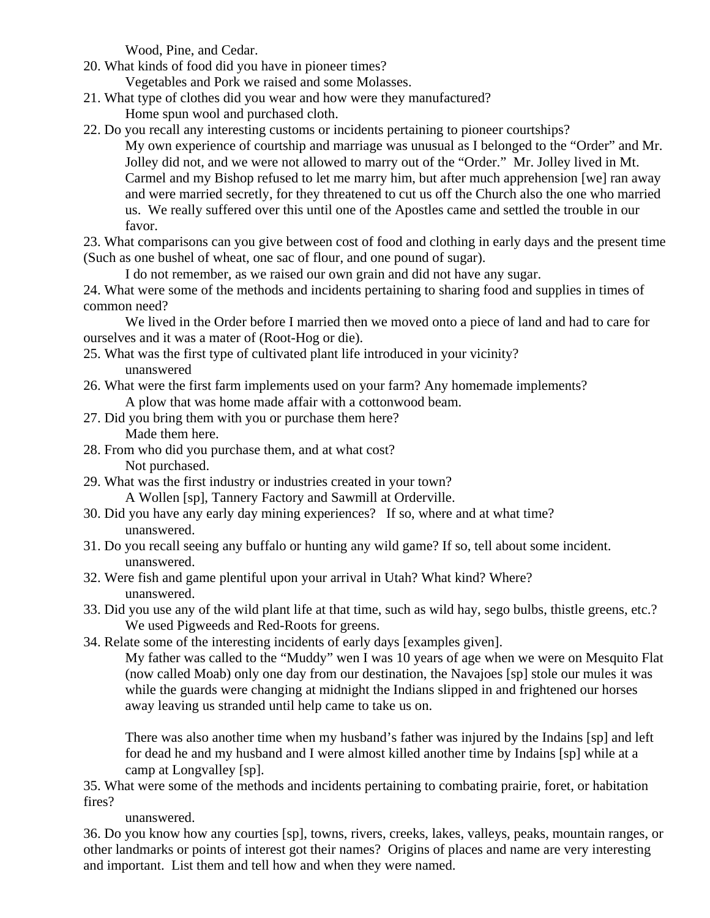Wood, Pine, and Cedar.

20. What kinds of food did you have in pioneer times?

Vegetables and Pork we raised and some Molasses.

21. What type of clothes did you wear and how were they manufactured?

Home spun wool and purchased cloth.

22. Do you recall any interesting customs or incidents pertaining to pioneer courtships?

My own experience of courtship and marriage was unusual as I belonged to the "Order" and Mr. Jolley did not, and we were not allowed to marry out of the "Order." Mr. Jolley lived in Mt. Carmel and my Bishop refused to let me marry him, but after much apprehension [we] ran away and were married secretly, for they threatened to cut us off the Church also the one who married us. We really suffered over this until one of the Apostles came and settled the trouble in our favor.

23. What comparisons can you give between cost of food and clothing in early days and the present time (Such as one bushel of wheat, one sac of flour, and one pound of sugar).

I do not remember, as we raised our own grain and did not have any sugar.

24. What were some of the methods and incidents pertaining to sharing food and supplies in times of common need?

We lived in the Order before I married then we moved onto a piece of land and had to care for ourselves and it was a mater of (Root-Hog or die).

25. What was the first type of cultivated plant life introduced in your vicinity?

unanswered

26. What were the first farm implements used on your farm? Any homemade implements?

A plow that was home made affair with a cottonwood beam.

27. Did you bring them with you or purchase them here?

Made them here.

28. From who did you purchase them, and at what cost?

Not purchased.

29. What was the first industry or industries created in your town?

A Wollen [sp], Tannery Factory and Sawmill at Orderville.

30. Did you have any early day mining experiences? If so, where and at what time?

unanswered.

31. Do you recall seeing any buffalo or hunting any wild game? If so, tell about some incident.

unanswered.

32. Were fish and game plentiful upon your arrival in Utah? What kind? Where?

unanswered.

33. Did you use any of the wild plant life at that time, such as wild hay, sego bulbs, thistle greens, etc.?

We used Pigweeds and Red-Roots for greens.

34. Relate some of the interesting incidents of early days [examples given].

My father was called to the "Muddy" wen I was 10 years of age when we were on Mesquito Flat (now called Moab) only one day from our destination, the Navajoes [sp] stole our mules it was while the guards were changing at midnight the Indians slipped in and frightened our horses away leaving us stranded until help came to take us on.

There was also another time when my husband's father was injured by the Indains [sp] and left for dead he and my husband and I were almost killed another time by Indains [sp] while at a camp at Longvalley [sp].

35. What were some of the methods and incidents pertaining to combating prairie, foret, or habitation fires?

unanswered.

36. Do you know how any courties [sp], towns, rivers, creeks, lakes, valleys, peaks, mountain ranges, or other landmarks or points of interest got their names? Origins of places and name are very interesting and important. List them and tell how and when they were named.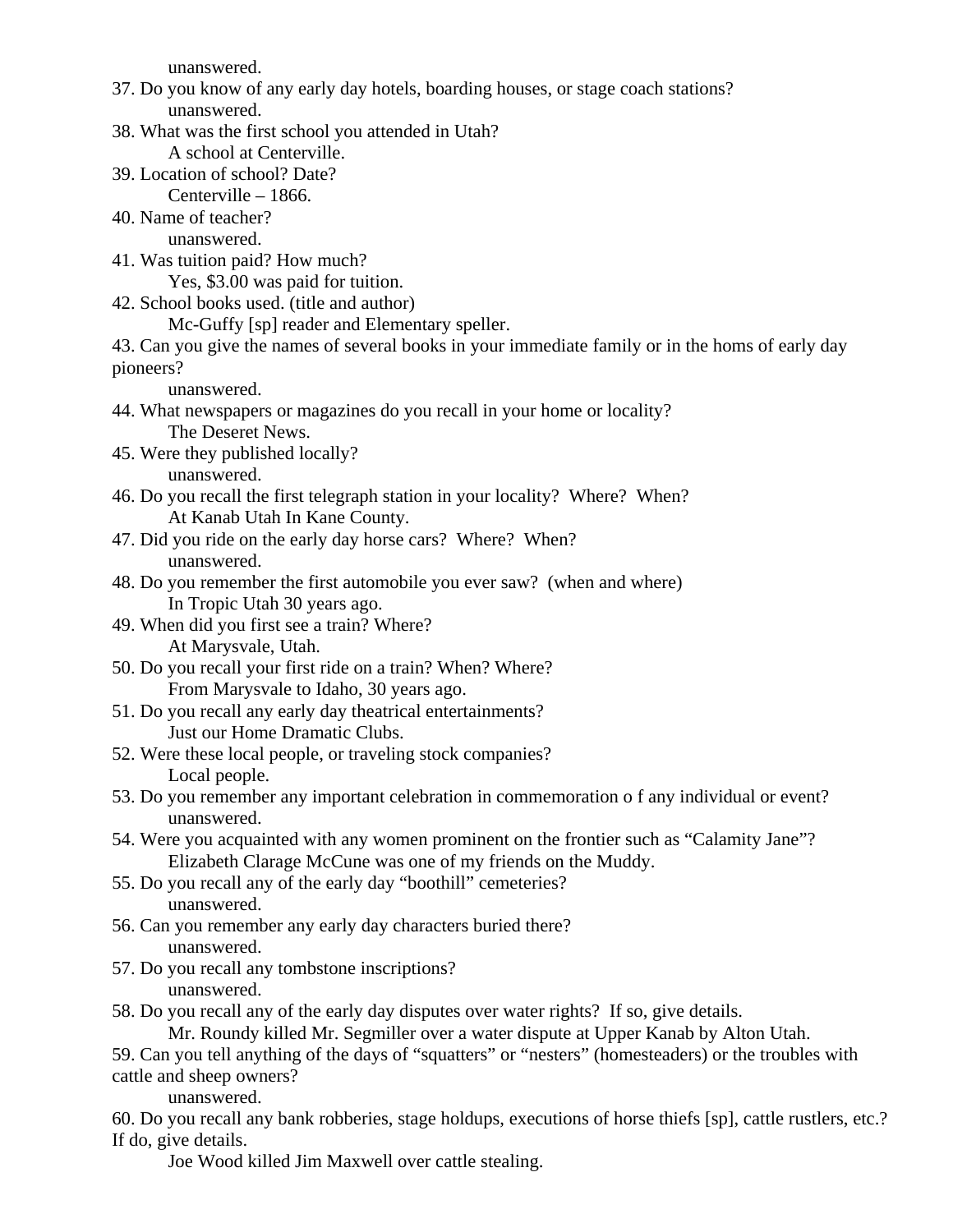unanswered.

37. Do you know of any early day hotels, boarding houses, or stage coach stations?
    unanswered.

38. What was the first school you attended in Utah?
    A school at Centerville.

39. Location of school? Date?
    Centerville – 1866.

40. Name of teacher?
    unanswered.

41. Was tuition paid? How much?
    Yes, $3.00 was paid for tuition.

42. School books used. (title and author)
    Mc-Guffy [sp] reader and Elementary speller.

43. Can you give the names of several books in your immediate family or in the homs of early day pioneers?
    unanswered.

44. What newspapers or magazines do you recall in your home or locality?
    The Deseret News.

45. Were they published locally?
    unanswered.

46. Do you recall the first telegraph station in your locality? Where? When?
    At Kanab Utah In Kane County.

47. Did you ride on the early day horse cars? Where? When?
    unanswered.

48. Do you remember the first automobile you ever saw? (when and where)
    In Tropic Utah 30 years ago.

49. When did you first see a train? Where?
    At Marysvale, Utah.

50. Do you recall your first ride on a train? When? Where?
    From Marysvale to Idaho, 30 years ago.

51. Do you recall any early day theatrical entertainments?
    Just our Home Dramatic Clubs.

52. Were these local people, or traveling stock companies?
    Local people.

53. Do you remember any important celebration in commemoration o f any individual or event?
    unanswered.

54. Were you acquainted with any women prominent on the frontier such as "Calamity Jane"?
    Elizabeth Clarage McCune was one of my friends on the Muddy.

55. Do you recall any of the early day "boothill" cemeteries?
    unanswered.

56. Can you remember any early day characters buried there?
    unanswered.

57. Do you recall any tombstone inscriptions?
    unanswered.

58. Do you recall any of the early day disputes over water rights? If so, give details.
    Mr. Roundy killed Mr. Segmiller over a water dispute at Upper Kanab by Alton Utah.

59. Can you tell anything of the days of "squatters" or "nesters" (homesteaders) or the troubles with cattle and sheep owners?
    unanswered.

60. Do you recall any bank robberies, stage holdups, executions of horse thiefs [sp], cattle rustlers, etc.? If do, give details.
    Joe Wood killed Jim Maxwell over cattle stealing.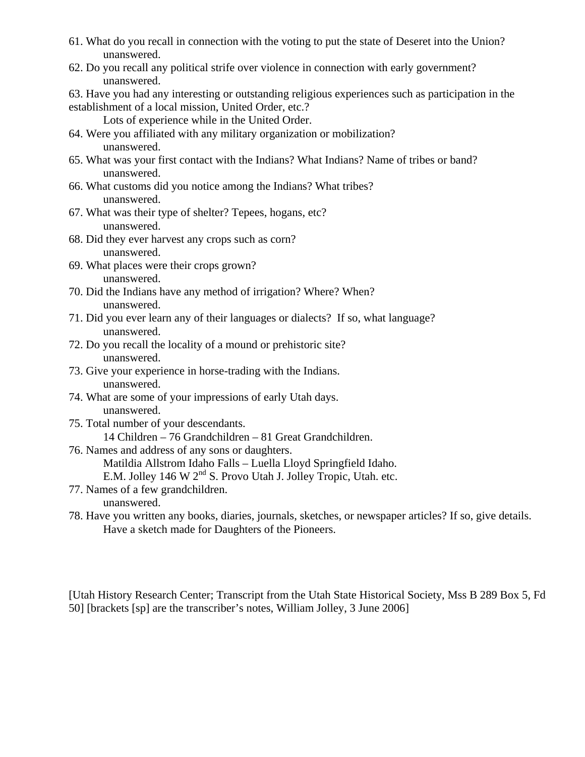61. What do you recall in connection with the voting to put the state of Deseret into the Union?
    unanswered.
62. Do you recall any political strife over violence in connection with early government?
    unanswered.
63. Have you had any interesting or outstanding religious experiences such as participation in the establishment of a local mission, United Order, etc.?
    Lots of experience while in the United Order.
64. Were you affiliated with any military organization or mobilization?
    unanswered.
65. What was your first contact with the Indians? What Indians? Name of tribes or band?
    unanswered.
66. What customs did you notice among the Indians? What tribes?
    unanswered.
67. What was their type of shelter? Tepees, hogans, etc?
    unanswered.
68. Did they ever harvest any crops such as corn?
    unanswered.
69. What places were their crops grown?
    unanswered.
70. Did the Indians have any method of irrigation? Where? When?
    unanswered.
71. Did you ever learn any of their languages or dialects? If so, what language?
    unanswered.
72. Do you recall the locality of a mound or prehistoric site?
    unanswered.
73. Give your experience in horse-trading with the Indians.
    unanswered.
74. What are some of your impressions of early Utah days.
    unanswered.
75. Total number of your descendants.
    14 Children – 76 Grandchildren – 81 Great Grandchildren.
76. Names and address of any sons or daughters.
    Matildia Allstrom Idaho Falls – Luella Lloyd Springfield Idaho.
    E.M. Jolley 146 W 2nd S. Provo Utah J. Jolley Tropic, Utah. etc.
77. Names of a few grandchildren.
    unanswered.
78. Have you written any books, diaries, journals, sketches, or newspaper articles? If so, give details.
    Have a sketch made for Daughters of the Pioneers.

[Utah History Research Center; Transcript from the Utah State Historical Society, Mss B 289 Box 5, Fd 50] [brackets [sp] are the transcriber's notes, William Jolley, 3 June 2006]